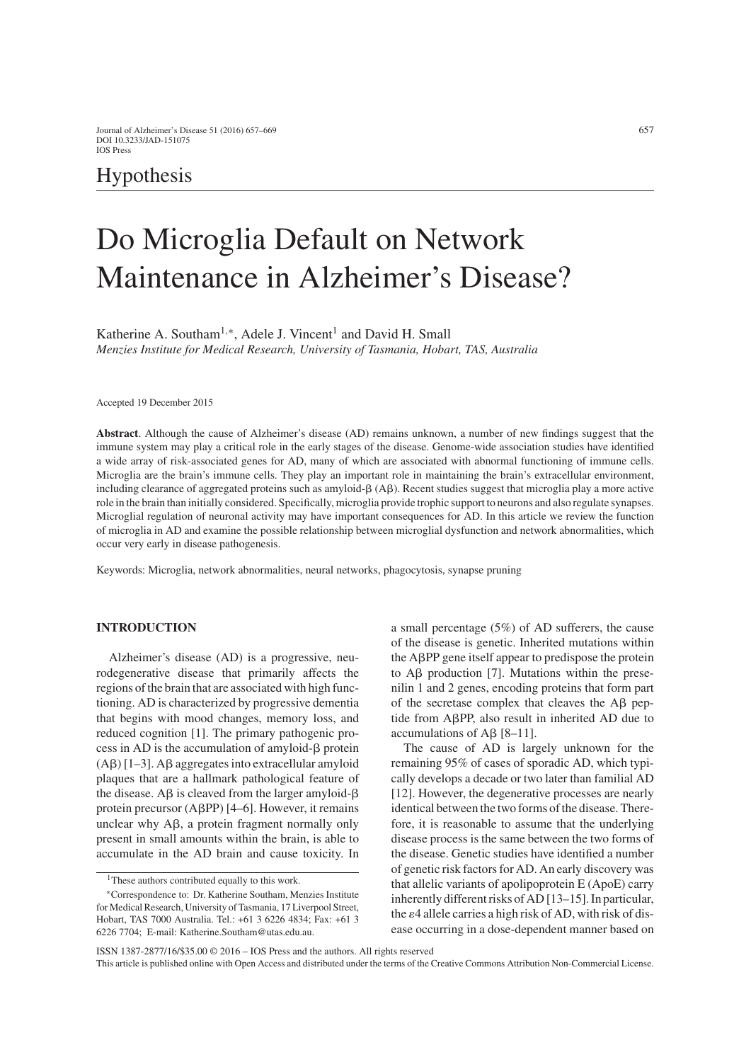# Hypothesis

# Do Microglia Default on Network Maintenance in Alzheimer's Disease?

Katherine A. Southam[1,*], Adele J. Vincent[1] and David H. Small

*Menzies Institute for Medical Research, University of Tasmania, Hobart, TAS, Australia*

Accepted 19 December 2015

**Abstract**. Although the cause of Alzheimer's disease (AD) remains unknown, a number of new findings suggest that the immune system may play a critical role in the early stages of the disease. Genome-wide association studies have identified a wide array of risk-associated genes for AD, many of which are associated with abnormal functioning of immune cells. Microglia are the brain's immune cells. They play an important role in maintaining the brain's extracellular environment, including clearance of aggregated proteins such as amyloid-β (Aβ). Recent studies suggest that microglia play a more active role in the brain than initially considered. Specifically, microglia provide trophic support to neurons and also regulate synapses. Microglial regulation of neuronal activity may have important consequences for AD. In this article we review the function of microglia in AD and examine the possible relationship between microglial dysfunction and network abnormalities, which occur very early in disease pathogenesis.

Keywords: Microglia, network abnormalities, neural networks, phagocytosis, synapse pruning

## INTRODUCTION

Alzheimer's disease (AD) is a progressive, neurodegenerative disease that primarily affects the regions of the brain that are associated with high functioning. AD is characterized by progressive dementia that begins with mood changes, memory loss, and reduced cognition [1]. The primary pathogenic process in AD is the accumulation of amyloid-β protein (Aβ) [1–3]. Aβ aggregates into extracellular amyloid plaques that are a hallmark pathological feature of the disease. Aβ is cleaved from the larger amyloid-β protein precursor (AβPP) [4–6]. However, it remains unclear why Aβ, a protein fragment normally only present in small amounts within the brain, is able to accumulate in the AD brain and cause toxicity. In a small percentage (5%) of AD sufferers, the cause of the disease is genetic. Inherited mutations within the AβPP gene itself appear to predispose the protein to Aβ production [7]. Mutations within the presenilin 1 and 2 genes, encoding proteins that form part of the secretase complex that cleaves the Aβ peptide from AβPP, also result in inherited AD due to accumulations of Aβ [8–11].

The cause of AD is largely unknown for the remaining 95% of cases of sporadic AD, which typically develops a decade or two later than familial AD [12]. However, the degenerative processes are nearly identical between the two forms of the disease. Therefore, it is reasonable to assume that the underlying disease process is the same between the two forms of the disease. Genetic studies have identified a number of genetic risk factors for AD. An early discovery was that allelic variants of apolipoprotein E (ApoE) carry inherently different risks of AD [13–15]. In particular, the ε4 allele carries a high risk of AD, with risk of disease occurring in a dose-dependent manner based on

[1]These authors contributed equally to this work.

*Correspondence to: Dr. Katherine Southam, Menzies Institute for Medical Research, University of Tasmania, 17 Liverpool Street, Hobart, TAS 7000 Australia. Tel.: +61 3 6226 4834; Fax: +61 3 6226 7704; E-mail: Katherine.Southam@utas.edu.au.

ISSN 1387-2877/16/$35.00 © 2016 – IOS Press and the authors. All rights reserved

This article is published online with Open Access and distributed under the terms of the Creative Commons Attribution Non-Commercial License.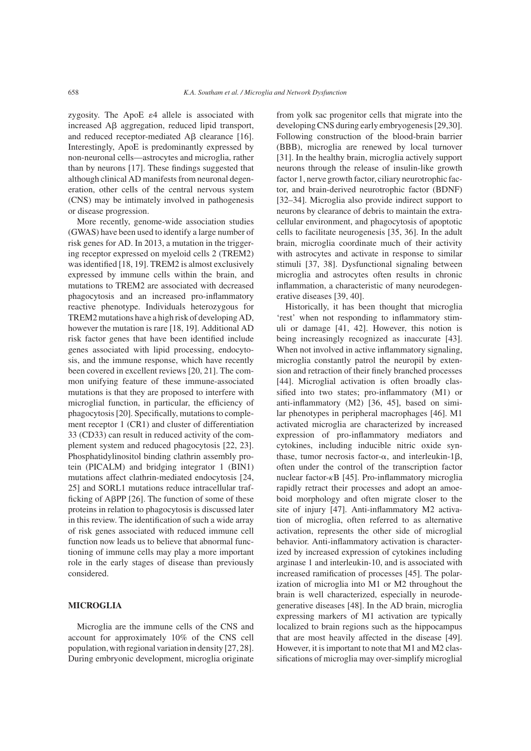zygosity. The ApoE $\varepsilon 4$ allele is associated with increased A$\beta$ aggregation, reduced lipid transport, and reduced receptor-mediated A$\beta$ clearance [16]. Interestingly, ApoE is predominantly expressed by non-neuronal cells—astrocytes and microglia, rather than by neurons [17]. These findings suggested that although clinical AD manifests from neuronal degeneration, other cells of the central nervous system (CNS) may be intimately involved in pathogenesis or disease progression.

More recently, genome-wide association studies (GWAS) have been used to identify a large number of risk genes for AD. In 2013, a mutation in the triggering receptor expressed on myeloid cells 2 (TREM2) was identified [18, 19]. TREM2 is almost exclusively expressed by immune cells within the brain, and mutations to TREM2 are associated with decreased phagocytosis and an increased pro-inflammatory reactive phenotype. Individuals heterozygous for TREM2 mutations have a high risk of developing AD, however the mutation is rare [18, 19]. Additional AD risk factor genes that have been identified include genes associated with lipid processing, endocytosis, and the immune response, which have recently been covered in excellent reviews [20, 21]. The common unifying feature of these immune-associated mutations is that they are proposed to interfere with microglial function, in particular, the efficiency of phagocytosis [20]. Specifically, mutations to complement receptor 1 (CR1) and cluster of differentiation 33 (CD33) can result in reduced activity of the complement system and reduced phagocytosis [22, 23]. Phosphatidylinositol binding clathrin assembly protein (PICALM) and bridging integrator 1 (BIN1) mutations affect clathrin-mediated endocytosis [24, 25] and SORL1 mutations reduce intracellular trafficking of A$\beta$PP [26]. The function of some of these proteins in relation to phagocytosis is discussed later in this review. The identification of such a wide array of risk genes associated with reduced immune cell function now leads us to believe that abnormal functioning of immune cells may play a more important role in the early stages of disease than previously considered.

## MICROGLIA

Microglia are the immune cells of the CNS and account for approximately 10% of the CNS cell population, with regional variation in density [27, 28]. During embryonic development, microglia originate from yolk sac progenitor cells that migrate into the developing CNS during early embryogenesis [29,30]. Following construction of the blood-brain barrier (BBB), microglia are renewed by local turnover [31]. In the healthy brain, microglia actively support neurons through the release of insulin-like growth factor 1, nerve growth factor, ciliary neurotrophic factor, and brain-derived neurotrophic factor (BDNF) [32–34]. Microglia also provide indirect support to neurons by clearance of debris to maintain the extracellular environment, and phagocytosis of apoptotic cells to facilitate neurogenesis [35, 36]. In the adult brain, microglia coordinate much of their activity with astrocytes and activate in response to similar stimuli [37, 38]. Dysfunctional signaling between microglia and astrocytes often results in chronic inflammation, a characteristic of many neurodegenerative diseases [39, 40].

Historically, it has been thought that microglia 'rest' when not responding to inflammatory stimuli or damage [41, 42]. However, this notion is being increasingly recognized as inaccurate [43]. When not involved in active inflammatory signaling, microglia constantly patrol the neuropil by extension and retraction of their finely branched processes [44]. Microglial activation is often broadly classified into two states; pro-inflammatory (M1) or anti-inflammatory (M2) [36, 45], based on similar phenotypes in peripheral macrophages [46]. M1 activated microglia are characterized by increased expression of pro-inflammatory mediators and cytokines, including inducible nitric oxide synthase, tumor necrosis factor-$\alpha$, and interleukin-1$\beta$, often under the control of the transcription factor nuclear factor-$\kappa$B [45]. Pro-inflammatory microglia rapidly retract their processes and adopt an amoeboid morphology and often migrate closer to the site of injury [47]. Anti-inflammatory M2 activation of microglia, often referred to as alternative activation, represents the other side of microglial behavior. Anti-inflammatory activation is characterized by increased expression of cytokines including arginase 1 and interleukin-10, and is associated with increased ramification of processes [45]. The polarization of microglia into M1 or M2 throughout the brain is well characterized, especially in neurodegenerative diseases [48]. In the AD brain, microglia expressing markers of M1 activation are typically localized to brain regions such as the hippocampus that are most heavily affected in the disease [49]. However, it is important to note that M1 and M2 classifications of microglia may over-simplify microglial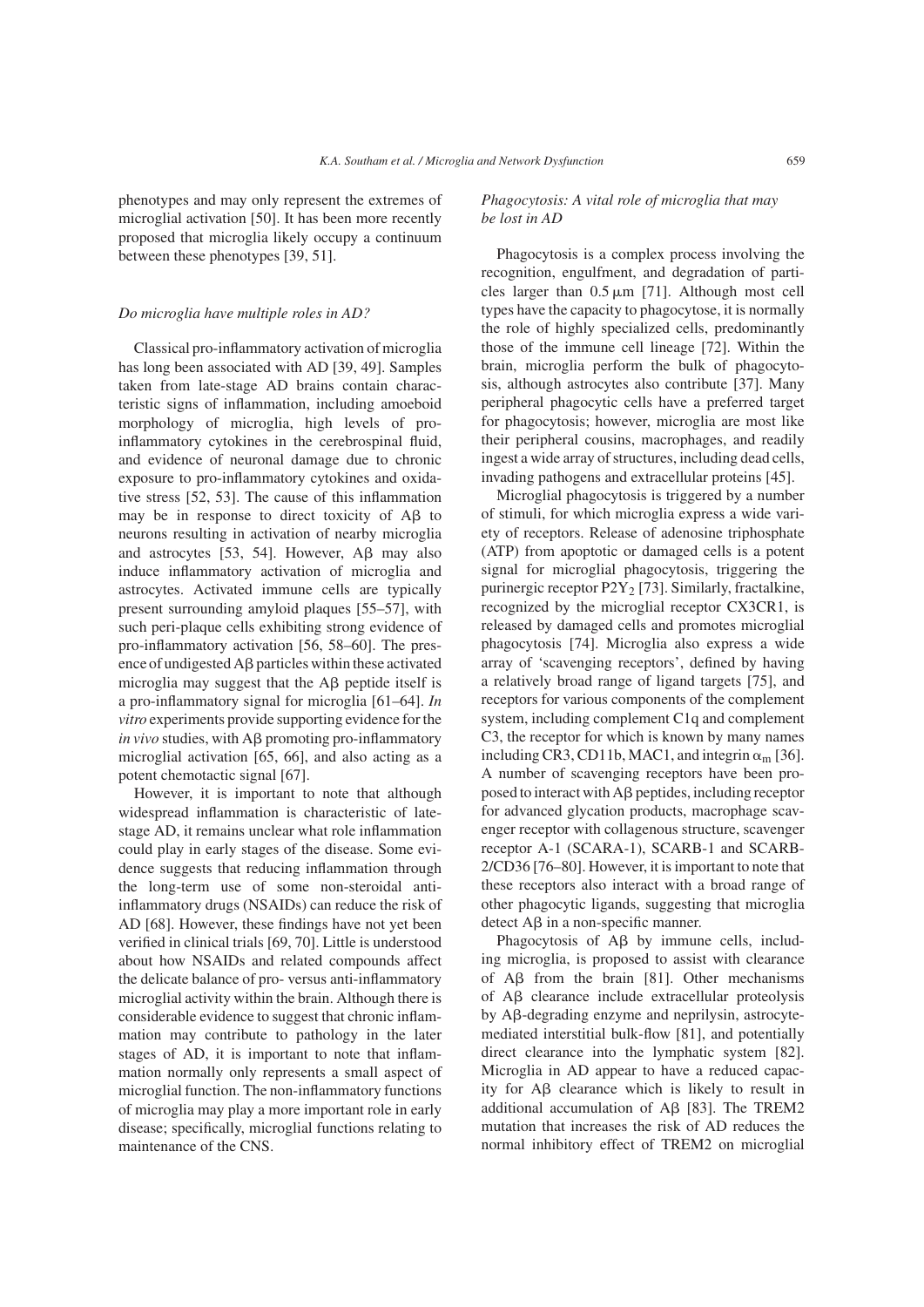phenotypes and may only represent the extremes of microglial activation [50]. It has been more recently proposed that microglia likely occupy a continuum between these phenotypes [39, 51].

### *Do microglia have multiple roles in AD?*

Classical pro-inflammatory activation of microglia has long been associated with AD [39, 49]. Samples taken from late-stage AD brains contain characteristic signs of inflammation, including amoeboid morphology of microglia, high levels of pro-inflammatory cytokines in the cerebrospinal fluid, and evidence of neuronal damage due to chronic exposure to pro-inflammatory cytokines and oxidative stress [52, 53]. The cause of this inflammation may be in response to direct toxicity of Aβ to neurons resulting in activation of nearby microglia and astrocytes [53, 54]. However, Aβ may also induce inflammatory activation of microglia and astrocytes. Activated immune cells are typically present surrounding amyloid plaques [55–57], with such peri-plaque cells exhibiting strong evidence of pro-inflammatory activation [56, 58–60]. The presence of undigested Aβ particles within these activated microglia may suggest that the Aβ peptide itself is a pro-inflammatory signal for microglia [61–64]. *In vitro* experiments provide supporting evidence for the *in vivo* studies, with Aβ promoting pro-inflammatory microglial activation [65, 66], and also acting as a potent chemotactic signal [67].

However, it is important to note that although widespread inflammation is characteristic of late-stage AD, it remains unclear what role inflammation could play in early stages of the disease. Some evidence suggests that reducing inflammation through the long-term use of some non-steroidal anti-inflammatory drugs (NSAIDs) can reduce the risk of AD [68]. However, these findings have not yet been verified in clinical trials [69, 70]. Little is understood about how NSAIDs and related compounds affect the delicate balance of pro- versus anti-inflammatory microglial activity within the brain. Although there is considerable evidence to suggest that chronic inflammation may contribute to pathology in the later stages of AD, it is important to note that inflammation normally only represents a small aspect of microglial function. The non-inflammatory functions of microglia may play a more important role in early disease; specifically, microglial functions relating to maintenance of the CNS.

### *Phagocytosis: A vital role of microglia that may be lost in AD*

Phagocytosis is a complex process involving the recognition, engulfment, and degradation of particles larger than 0.5 μm [71]. Although most cell types have the capacity to phagocytose, it is normally the role of highly specialized cells, predominantly those of the immune cell lineage [72]. Within the brain, microglia perform the bulk of phagocytosis, although astrocytes also contribute [37]. Many peripheral phagocytic cells have a preferred target for phagocytosis; however, microglia are most like their peripheral cousins, macrophages, and readily ingest a wide array of structures, including dead cells, invading pathogens and extracellular proteins [45].

Microglial phagocytosis is triggered by a number of stimuli, for which microglia express a wide variety of receptors. Release of adenosine triphosphate (ATP) from apoptotic or damaged cells is a potent signal for microglial phagocytosis, triggering the purinergic receptor $P2Y_2$ [73]. Similarly, fractalkine, recognized by the microglial receptor CX3CR1, is released by damaged cells and promotes microglial phagocytosis [74]. Microglia also express a wide array of 'scavenging receptors', defined by having a relatively broad range of ligand targets [75], and receptors for various components of the complement system, including complement C1q and complement C3, the receptor for which is known by many names including CR3, CD11b, MAC1, and integrin $\alpha_m$ [36]. A number of scavenging receptors have been proposed to interact with Aβ peptides, including receptor for advanced glycation products, macrophage scavenger receptor with collagenous structure, scavenger receptor A-1 (SCARA-1), SCARB-1 and SCARB-2/CD36 [76–80]. However, it is important to note that these receptors also interact with a broad range of other phagocytic ligands, suggesting that microglia detect Aβ in a non-specific manner.

Phagocytosis of Aβ by immune cells, including microglia, is proposed to assist with clearance of Aβ from the brain [81]. Other mechanisms of Aβ clearance include extracellular proteolysis by Aβ-degrading enzyme and neprilysin, astrocyte-mediated interstitial bulk-flow [81], and potentially direct clearance into the lymphatic system [82]. Microglia in AD appear to have a reduced capacity for Aβ clearance which is likely to result in additional accumulation of Aβ [83]. The TREM2 mutation that increases the risk of AD reduces the normal inhibitory effect of TREM2 on microglial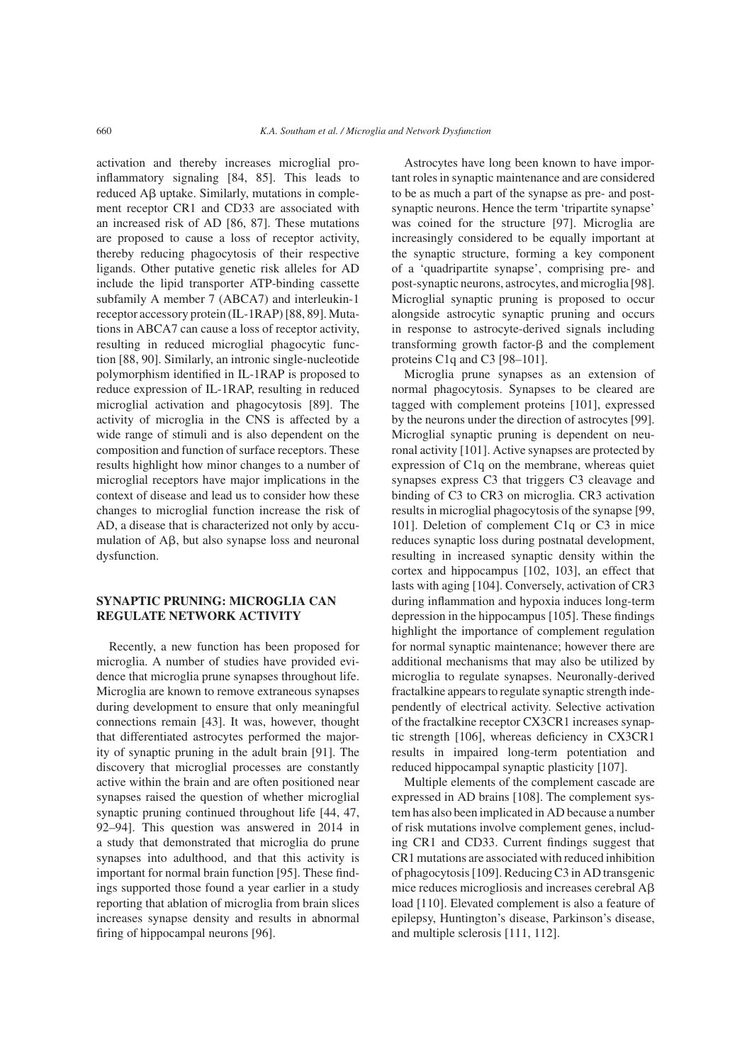activation and thereby increases microglial pro-inflammatory signaling [84, 85]. This leads to reduced Aβ uptake. Similarly, mutations in complement receptor CR1 and CD33 are associated with an increased risk of AD [86, 87]. These mutations are proposed to cause a loss of receptor activity, thereby reducing phagocytosis of their respective ligands. Other putative genetic risk alleles for AD include the lipid transporter ATP-binding cassette subfamily A member 7 (ABCA7) and interleukin-1 receptor accessory protein (IL-1RAP) [88, 89]. Mutations in ABCA7 can cause a loss of receptor activity, resulting in reduced microglial phagocytic function [88, 90]. Similarly, an intronic single-nucleotide polymorphism identified in IL-1RAP is proposed to reduce expression of IL-1RAP, resulting in reduced microglial activation and phagocytosis [89]. The activity of microglia in the CNS is affected by a wide range of stimuli and is also dependent on the composition and function of surface receptors. These results highlight how minor changes to a number of microglial receptors have major implications in the context of disease and lead us to consider how these changes to microglial function increase the risk of AD, a disease that is characterized not only by accumulation of Aβ, but also synapse loss and neuronal dysfunction.

## SYNAPTIC PRUNING: MICROGLIA CAN REGULATE NETWORK ACTIVITY

Recently, a new function has been proposed for microglia. A number of studies have provided evidence that microglia prune synapses throughout life. Microglia are known to remove extraneous synapses during development to ensure that only meaningful connections remain [43]. It was, however, thought that differentiated astrocytes performed the majority of synaptic pruning in the adult brain [91]. The discovery that microglial processes are constantly active within the brain and are often positioned near synapses raised the question of whether microglial synaptic pruning continued throughout life [44, 47, 92–94]. This question was answered in 2014 in a study that demonstrated that microglia do prune synapses into adulthood, and that this activity is important for normal brain function [95]. These findings supported those found a year earlier in a study reporting that ablation of microglia from brain slices increases synapse density and results in abnormal firing of hippocampal neurons [96].

Astrocytes have long been known to have important roles in synaptic maintenance and are considered to be as much a part of the synapse as pre- and post-synaptic neurons. Hence the term 'tripartite synapse' was coined for the structure [97]. Microglia are increasingly considered to be equally important at the synaptic structure, forming a key component of a 'quadripartite synapse', comprising pre- and post-synaptic neurons, astrocytes, and microglia [98]. Microglial synaptic pruning is proposed to occur alongside astrocytic synaptic pruning and occurs in response to astrocyte-derived signals including transforming growth factor-β and the complement proteins C1q and C3 [98–101].

Microglia prune synapses as an extension of normal phagocytosis. Synapses to be cleared are tagged with complement proteins [101], expressed by the neurons under the direction of astrocytes [99]. Microglial synaptic pruning is dependent on neuronal activity [101]. Active synapses are protected by expression of C1q on the membrane, whereas quiet synapses express C3 that triggers C3 cleavage and binding of C3 to CR3 on microglia. CR3 activation results in microglial phagocytosis of the synapse [99, 101]. Deletion of complement C1q or C3 in mice reduces synaptic loss during postnatal development, resulting in increased synaptic density within the cortex and hippocampus [102, 103], an effect that lasts with aging [104]. Conversely, activation of CR3 during inflammation and hypoxia induces long-term depression in the hippocampus [105]. These findings highlight the importance of complement regulation for normal synaptic maintenance; however there are additional mechanisms that may also be utilized by microglia to regulate synapses. Neuronally-derived fractalkine appears to regulate synaptic strength independently of electrical activity. Selective activation of the fractalkine receptor CX3CR1 increases synaptic strength [106], whereas deficiency in CX3CR1 results in impaired long-term potentiation and reduced hippocampal synaptic plasticity [107].

Multiple elements of the complement cascade are expressed in AD brains [108]. The complement system has also been implicated in AD because a number of risk mutations involve complement genes, including CR1 and CD33. Current findings suggest that CR1 mutations are associated with reduced inhibition of phagocytosis [109]. Reducing C3 in AD transgenic mice reduces microgliosis and increases cerebral Aβ load [110]. Elevated complement is also a feature of epilepsy, Huntington's disease, Parkinson's disease, and multiple sclerosis [111, 112].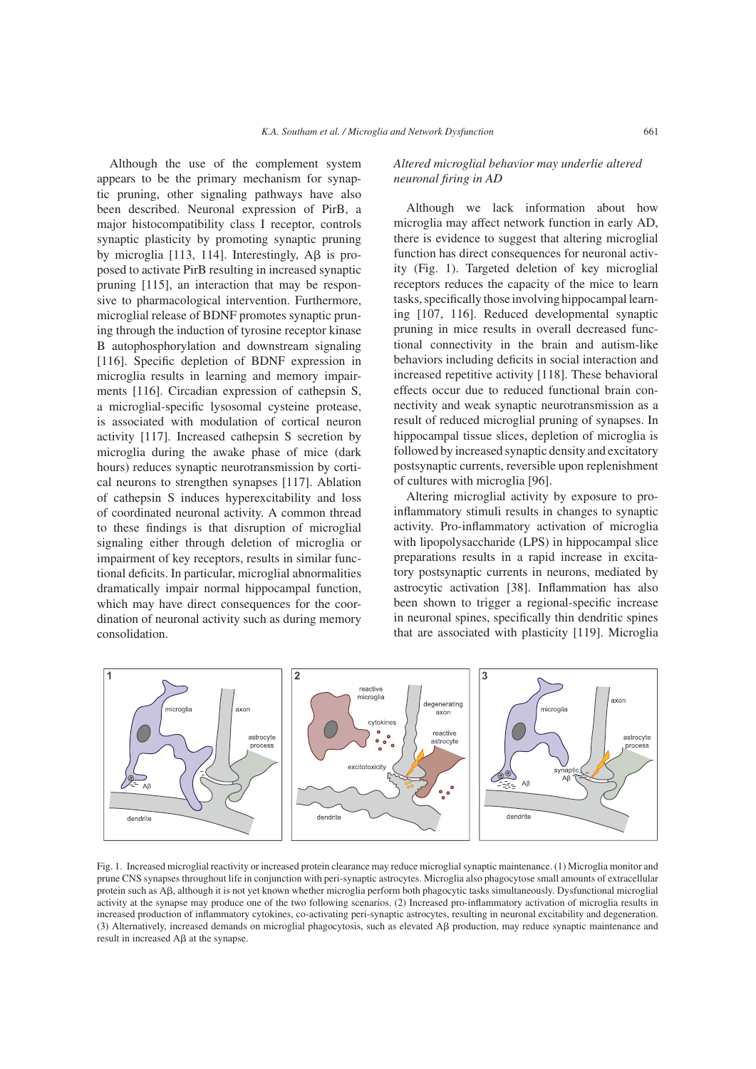Although the use of the complement system appears to be the primary mechanism for synaptic pruning, other signaling pathways have also been described. Neuronal expression of PirB, a major histocompatibility class I receptor, controls synaptic plasticity by promoting synaptic pruning by microglia [113, 114]. Interestingly, Aβ is proposed to activate PirB resulting in increased synaptic pruning [115], an interaction that may be responsive to pharmacological intervention. Furthermore, microglial release of BDNF promotes synaptic pruning through the induction of tyrosine receptor kinase B autophosphorylation and downstream signaling [116]. Specific depletion of BDNF expression in microglia results in learning and memory impairments [116]. Circadian expression of cathepsin S, a microglial-specific lysosomal cysteine protease, is associated with modulation of cortical neuron activity [117]. Increased cathepsin S secretion by microglia during the awake phase of mice (dark hours) reduces synaptic neurotransmission by cortical neurons to strengthen synapses [117]. Ablation of cathepsin S induces hyperexcitability and loss of coordinated neuronal activity. A common thread to these findings is that disruption of microglial signaling either through deletion of microglia or impairment of key receptors, results in similar functional deficits. In particular, microglial abnormalities dramatically impair normal hippocampal function, which may have direct consequences for the coordination of neuronal activity such as during memory consolidation.

*Altered microglial behavior may underlie altered neuronal firing in AD*

Although we lack information about how microglia may affect network function in early AD, there is evidence to suggest that altering microglial function has direct consequences for neuronal activity (Fig. 1). Targeted deletion of key microglial receptors reduces the capacity of the mice to learn tasks, specifically those involving hippocampal learning [107, 116]. Reduced developmental synaptic pruning in mice results in overall decreased functional connectivity in the brain and autism-like behaviors including deficits in social interaction and increased repetitive activity [118]. These behavioral effects occur due to reduced functional brain connectivity and weak synaptic neurotransmission as a result of reduced microglial pruning of synapses. In hippocampal tissue slices, depletion of microglia is followed by increased synaptic density and excitatory postsynaptic currents, reversible upon replenishment of cultures with microglia [96].

Altering microglial activity by exposure to pro-inflammatory stimuli results in changes to synaptic activity. Pro-inflammatory activation of microglia with lipopolysaccharide (LPS) in hippocampal slice preparations results in a rapid increase in excitatory postsynaptic currents in neurons, mediated by astrocytic activation [38]. Inflammation has also been shown to trigger a regional-specific increase in neuronal spines, specifically thin dendritic spines that are associated with plasticity [119]. Microglia

Fig. 1. Increased microglial reactivity or increased protein clearance may reduce microglial synaptic maintenance. (1) Microglia monitor and prune CNS synapses throughout life in conjunction with peri-synaptic astrocytes. Microglia also phagocytose small amounts of extracellular protein such as Aβ, although it is not yet known whether microglia perform both phagocytic tasks simultaneously. Dysfunctional microglial activity at the synapse may produce one of the two following scenarios. (2) Increased pro-inflammatory activation of microglia results in increased production of inflammatory cytokines, co-activating peri-synaptic astrocytes, resulting in neuronal excitability and degeneration. (3) Alternatively, increased demands on microglial phagocytosis, such as elevated Aβ production, may reduce synaptic maintenance and result in increased Aβ at the synapse.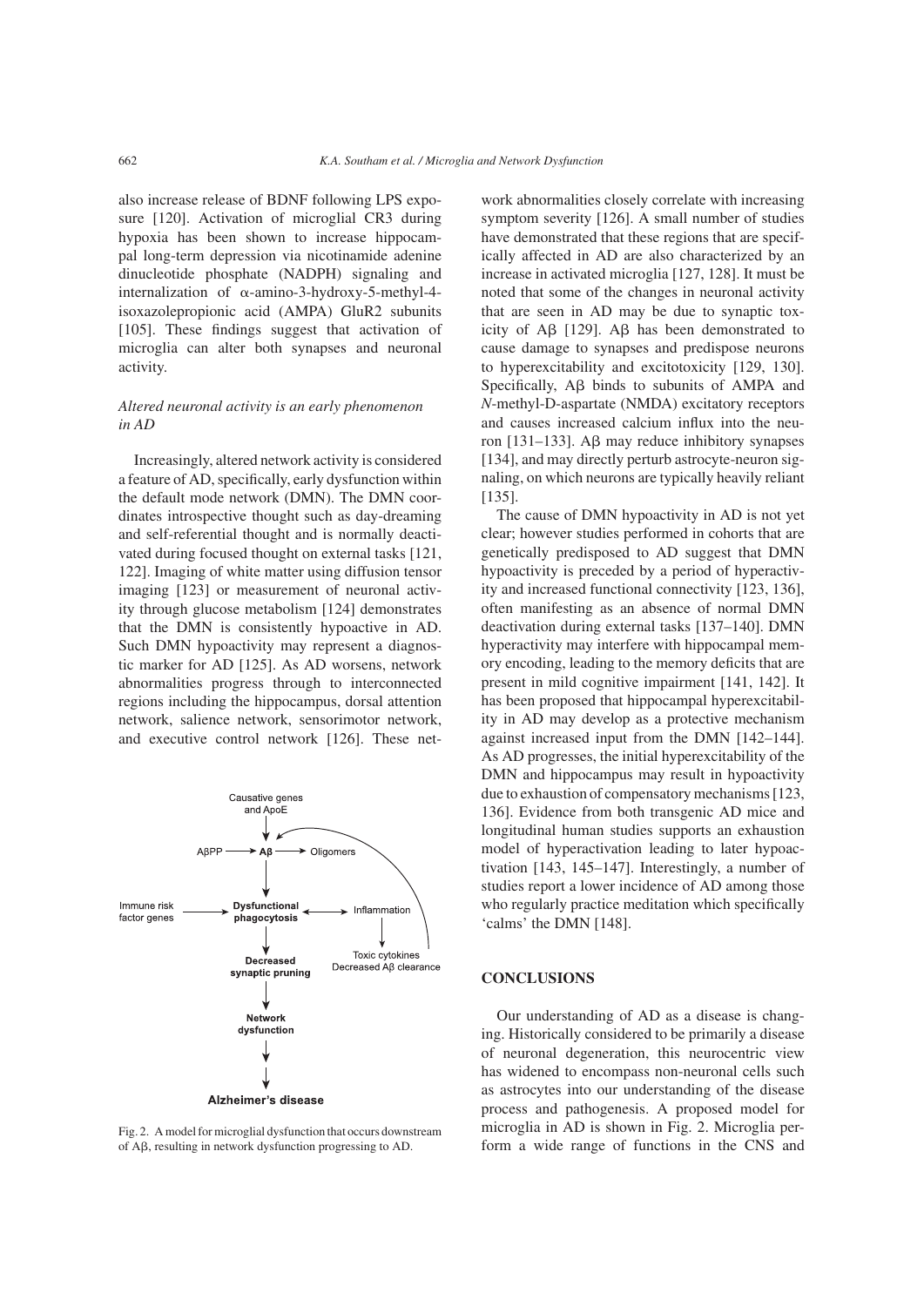also increase release of BDNF following LPS exposure [120]. Activation of microglial CR3 during hypoxia has been shown to increase hippocampal long-term depression via nicotinamide adenine dinucleotide phosphate (NADPH) signaling and internalization of α-amino-3-hydroxy-5-methyl-4-isoxazolepropionic acid (AMPA) GluR2 subunits [105]. These findings suggest that activation of microglia can alter both synapses and neuronal activity.

### *Altered neuronal activity is an early phenomenon in AD*

Increasingly, altered network activity is considered a feature of AD, specifically, early dysfunction within the default mode network (DMN). The DMN coordinates introspective thought such as day-dreaming and self-referential thought and is normally deactivated during focused thought on external tasks [121, 122]. Imaging of white matter using diffusion tensor imaging [123] or measurement of neuronal activity through glucose metabolism [124] demonstrates that the DMN is consistently hypoactive in AD. Such DMN hypoactivity may represent a diagnostic marker for AD [125]. As AD worsens, network abnormalities progress through to interconnected regions including the hippocampus, dorsal attention network, salience network, sensorimotor network, and executive control network [126]. These network abnormalities closely correlate with increasing symptom severity [126]. A small number of studies have demonstrated that these regions that are specifically affected in AD are also characterized by an increase in activated microglia [127, 128]. It must be noted that some of the changes in neuronal activity that are seen in AD may be due to synaptic toxicity of Aβ [129]. Aβ has been demonstrated to cause damage to synapses and predispose neurons to hyperexcitability and excitotoxicity [129, 130]. Specifically, Aβ binds to subunits of AMPA and *N*-methyl-D-aspartate (NMDA) excitatory receptors and causes increased calcium influx into the neuron [131–133]. Aβ may reduce inhibitory synapses [134], and may directly perturb astrocyte-neuron signaling, on which neurons are typically heavily reliant [135].

The cause of DMN hypoactivity in AD is not yet clear; however studies performed in cohorts that are genetically predisposed to AD suggest that DMN hypoactivity is preceded by a period of hyperactivity and increased functional connectivity [123, 136], often manifesting as an absence of normal DMN deactivation during external tasks [137–140]. DMN hyperactivity may interfere with hippocampal memory encoding, leading to the memory deficits that are present in mild cognitive impairment [141, 142]. It has been proposed that hippocampal hyperexcitability in AD may develop as a protective mechanism against increased input from the DMN [142–144]. As AD progresses, the initial hyperexcitability of the DMN and hippocampus may result in hypoactivity due to exhaustion of compensatory mechanisms [123, 136]. Evidence from both transgenic AD mice and longitudinal human studies supports an exhaustion model of hyperactivation leading to later hypoactivation [143, 145–147]. Interestingly, a number of studies report a lower incidence of AD among those who regularly practice meditation which specifically 'calms' the DMN [148].

Fig. 2. A model for microglial dysfunction that occurs downstream of Aβ, resulting in network dysfunction progressing to AD.

## CONCLUSIONS

Our understanding of AD as a disease is changing. Historically considered to be primarily a disease of neuronal degeneration, this neurocentric view has widened to encompass non-neuronal cells such as astrocytes into our understanding of the disease process and pathogenesis. A proposed model for microglia in AD is shown in Fig. 2. Microglia perform a wide range of functions in the CNS and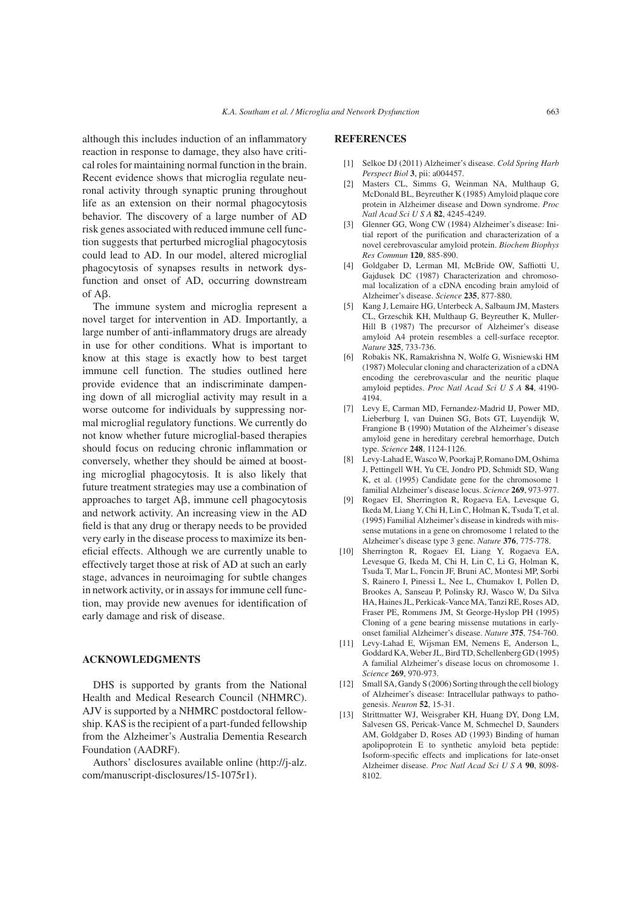although this includes induction of an inflammatory reaction in response to damage, they also have critical roles for maintaining normal function in the brain. Recent evidence shows that microglia regulate neuronal activity through synaptic pruning throughout life as an extension on their normal phagocytosis behavior. The discovery of a large number of AD risk genes associated with reduced immune cell function suggests that perturbed microglial phagocytosis could lead to AD. In our model, altered microglial phagocytosis of synapses results in network dysfunction and onset of AD, occurring downstream of Aβ.

The immune system and microglia represent a novel target for intervention in AD. Importantly, a large number of anti-inflammatory drugs are already in use for other conditions. What is important to know at this stage is exactly how to best target immune cell function. The studies outlined here provide evidence that an indiscriminate dampening down of all microglial activity may result in a worse outcome for individuals by suppressing normal microglial regulatory functions. We currently do not know whether future microglial-based therapies should focus on reducing chronic inflammation or conversely, whether they should be aimed at boosting microglial phagocytosis. It is also likely that future treatment strategies may use a combination of approaches to target Aβ, immune cell phagocytosis and network activity. An increasing view in the AD field is that any drug or therapy needs to be provided very early in the disease process to maximize its beneficial effects. Although we are currently unable to effectively target those at risk of AD at such an early stage, advances in neuroimaging for subtle changes in network activity, or in assays for immune cell function, may provide new avenues for identification of early damage and risk of disease.

## ACKNOWLEDGMENTS

DHS is supported by grants from the National Health and Medical Research Council (NHMRC). AJV is supported by a NHMRC postdoctoral fellowship. KAS is the recipient of a part-funded fellowship from the Alzheimer's Australia Dementia Research Foundation (AADRF).

Authors' disclosures available online (http://j-alz.com/manuscript-disclosures/15-1075r1).

## REFERENCES

[1] Selkoe DJ (2011) Alzheimer's disease. *Cold Spring Harb Perspect Biol* **3**, pii: a004457.

[2] Masters CL, Simms G, Weinman NA, Multhaup G, McDonald BL, Beyreuther K (1985) Amyloid plaque core protein in Alzheimer disease and Down syndrome. *Proc Natl Acad Sci U S A* **82**, 4245-4249.

[3] Glenner GG, Wong CW (1984) Alzheimer's disease: Initial report of the purification and characterization of a novel cerebrovascular amyloid protein. *Biochem Biophys Res Commun* **120**, 885-890.

[4] Goldgaber D, Lerman MI, McBride OW, Saffiotti U, Gajdusek DC (1987) Characterization and chromosomal localization of a cDNA encoding brain amyloid of Alzheimer's disease. *Science* **235**, 877-880.

[5] Kang J, Lemaire HG, Unterbeck A, Salbaum JM, Masters CL, Grzeschik KH, Multhaup G, Beyreuther K, Muller-Hill B (1987) The precursor of Alzheimer's disease amyloid A4 protein resembles a cell-surface receptor. *Nature* **325**, 733-736.

[6] Robakis NK, Ramakrishna N, Wolfe G, Wisniewski HM (1987) Molecular cloning and characterization of a cDNA encoding the cerebrovascular and the neuritic plaque amyloid peptides. *Proc Natl Acad Sci U S A* **84**, 4190-4194.

[7] Levy E, Carman MD, Fernandez-Madrid IJ, Power MD, Lieberburg I, van Duinen SG, Bots GT, Luyendijk W, Frangione B (1990) Mutation of the Alzheimer's disease amyloid gene in hereditary cerebral hemorrhage, Dutch type. *Science* **248**, 1124-1126.

[8] Levy-Lahad E, Wasco W, Poorkaj P, Romano DM, Oshima J, Pettingell WH, Yu CE, Jondro PD, Schmidt SD, Wang K, et al. (1995) Candidate gene for the chromosome 1 familial Alzheimer's disease locus. *Science* **269**, 973-977.

[9] Rogaev EI, Sherrington R, Rogaeva EA, Levesque G, Ikeda M, Liang Y, Chi H, Lin C, Holman K, Tsuda T, et al. (1995) Familial Alzheimer's disease in kindreds with missense mutations in a gene on chromosome 1 related to the Alzheimer's disease type 3 gene. *Nature* **376**, 775-778.

[10] Sherrington R, Rogaev EI, Liang Y, Rogaeva EA, Levesque G, Ikeda M, Chi H, Lin C, Li G, Holman K, Tsuda T, Mar L, Foncin JF, Bruni AC, Montesi MP, Sorbi S, Rainero I, Pinessi L, Nee L, Chumakov I, Pollen D, Brookes A, Sanseau P, Polinsky RJ, Wasco W, Da Silva HA, Haines JL, Perkicak-Vance MA, Tanzi RE, Roses AD, Fraser PE, Rommens JM, St George-Hyslop PH (1995) Cloning of a gene bearing missense mutations in early-onset familial Alzheimer's disease. *Nature* **375**, 754-760.

[11] Levy-Lahad E, Wijsman EM, Nemens E, Anderson L, Goddard KA, Weber JL, Bird TD, Schellenberg GD (1995) A familial Alzheimer's disease locus on chromosome 1. *Science* **269**, 970-973.

[12] Small SA, Gandy S (2006) Sorting through the cell biology of Alzheimer's disease: Intracellular pathways to pathogenesis. *Neuron* **52**, 15-31.

[13] Strittmatter WJ, Weisgraber KH, Huang DY, Dong LM, Salvesen GS, Pericak-Vance M, Schmechel D, Saunders AM, Goldgaber D, Roses AD (1993) Binding of human apolipoprotein E to synthetic amyloid beta peptide: Isoform-specific effects and implications for late-onset Alzheimer disease. *Proc Natl Acad Sci U S A* **90**, 8098-8102.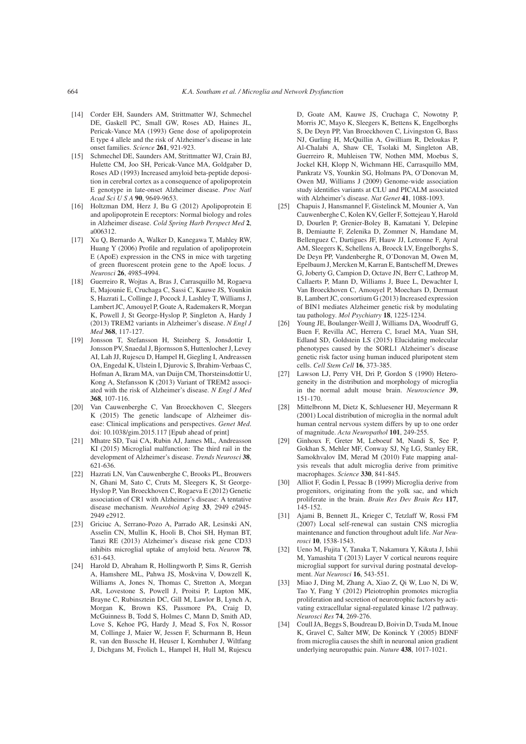[14] Corder EH, Saunders AM, Strittmatter WJ, Schmechel DE, Gaskell PC, Small GW, Roses AD, Haines JL, Pericak-Vance MA (1993) Gene dose of apolipoprotein E type 4 allele and the risk of Alzheimer's disease in late onset families. *Science* **261**, 921-923.

[15] Schmechel DE, Saunders AM, Strittmatter WJ, Crain BJ, Hulette CM, Joo SH, Pericak-Vance MA, Goldgaber D, Roses AD (1993) Increased amyloid beta-peptide deposition in cerebral cortex as a consequence of apolipoprotein E genotype in late-onset Alzheimer disease. *Proc Natl Acad Sci U S A* **90**, 9649-9653.

[16] Holtzman DM, Herz J, Bu G (2012) Apolipoprotein E and apolipoprotein E receptors: Normal biology and roles in Alzheimer disease. *Cold Spring Harb Perspect Med* **2**, a006312.

[17] Xu Q, Bernardo A, Walker D, Kanegawa T, Mahley RW, Huang Y (2006) Profile and regulation of apolipoprotein E (ApoE) expression in the CNS in mice with targeting of green fluorescent protein gene to the ApoE locus. *J Neurosci* **26**, 4985-4994.

[18] Guerreiro R, Wojtas A, Bras J, Carrasquillo M, Rogaeva E, Majounie E, Cruchaga C, Sassi C, Kauwe JS, Younkin S, Hazrati L, Collinge J, Pocock J, Lashley T, Williams J, Lambert JC, Amouyel P, Goate A, Rademakers R, Morgan K, Powell J, St George-Hyslop P, Singleton A, Hardy J (2013) TREM2 variants in Alzheimer's disease. *N Engl J Med* **368**, 117-127.

[19] Jonsson T, Stefansson H, Steinberg S, Jonsdottir I, Jonsson PV, Snaedal J, Bjornsson S, Huttenlocher J, Levey AI, Lah JJ, Rujescu D, Hampel H, Giegling I, Andreassen OA, Engedal K, Ulstein I, Djurovic S, Ibrahim-Verbaas C, Hofman A, Ikram MA, van Duijn CM, Thorsteinsdottir U, Kong A, Stefansson K (2013) Variant of TREM2 associated with the risk of Alzheimer's disease. *N Engl J Med* **368**, 107-116.

[20] Van Cauwenberghe C, Van Broeckhoven C, Sleegers K (2015) The genetic landscape of Alzheimer disease: Clinical implications and perspectives. *Genet Med*. doi: 10.1038/gim.2015.117 [Epub ahead of print]

[21] Mhatre SD, Tsai CA, Rubin AJ, James ML, Andreasson KI (2015) Microglial malfunction: The third rail in the development of Alzheimer's disease. *Trends Neurosci* **38**, 621-636.

[22] Hazrati LN, Van Cauwenberghe C, Brooks PL, Brouwers N, Ghani M, Sato C, Cruts M, Sleegers K, St George-Hyslop P, Van Broeckhoven C, Rogaeva E (2012) Genetic association of CR1 with Alzheimer's disease: A tentative disease mechanism. *Neurobiol Aging* **33**, 2949 e2945-2949 e2912.

[23] Griciuc A, Serrano-Pozo A, Parrado AR, Lesinski AN, Asselin CN, Mullin K, Hooli B, Choi SH, Hyman BT, Tanzi RE (2013) Alzheimer's disease risk gene CD33 inhibits microglial uptake of amyloid beta. *Neuron* **78**, 631-643.

[24] Harold D, Abraham R, Hollingworth P, Sims R, Gerrish A, Hamshere ML, Pahwa JS, Moskvina V, Dowzell K, Williams A, Jones N, Thomas C, Stretton A, Morgan AR, Lovestone S, Powell J, Proitsi P, Lupton MK, Brayne C, Rubinsztein DC, Gill M, Lawlor B, Lynch A, Morgan K, Brown KS, Passmore PA, Craig D, McGuinness B, Todd S, Holmes C, Mann D, Smith AD, Love S, Kehoe PG, Hardy J, Mead S, Fox N, Rossor M, Collinge J, Maier W, Jessen F, Schurmann B, Heun R, van den Bussche H, Heuser I, Kornhuber J, Wiltfang J, Dichgans M, Frolich L, Hampel H, Hull M, Rujescu D, Goate AM, Kauwe JS, Cruchaga C, Nowotny P, Morris JC, Mayo K, Sleegers K, Bettens K, Engelborghs S, De Deyn PP, Van Broeckhoven C, Livingston G, Bass NJ, Gurling H, McQuillin A, Gwilliam R, Deloukas P, Al-Chalabi A, Shaw CE, Tsolaki M, Singleton AB, Guerreiro R, Muhleisen TW, Nothen MM, Moebus S, Jockel KH, Klopp N, Wichmann HE, Carrasquillo MM, Pankratz VS, Younkin SG, Holmans PA, O'Donovan M, Owen MJ, Williams J (2009) Genome-wide association study identifies variants at CLU and PICALM associated with Alzheimer's disease. *Nat Genet* **41**, 1088-1093.

[25] Chapuis J, Hansmannel F, Gistelinck M, Mounier A, Van Cauwenberghe C, Kolen KV, Geller F, Sottejeau Y, Harold D, Dourlen P, Grenier-Boley B, Kamatani Y, Delepine B, Demiautte F, Zelenika D, Zommer N, Hamdane M, Bellenguez C, Dartigues JF, Hauw JJ, Letronne F, Ayral AM, Sleegers K, Schellens A, Broeck LV, Engelborghs S, De Deyn PP, Vandenberghe R, O'Donovan M, Owen M, Epelbaum J, Mercken M, Karran E, Bantscheff M, Drewes G, Joberty G, Campion D, Octave JN, Berr C, Lathrop M, Callaerts P, Mann D, Williams J, Buee L, Dewachter I, Van Broeckhoven C, Amouyel P, Moechars D, Dermaut B, Lambert JC, consortium G (2013) Increased expression of BIN1 mediates Alzheimer genetic risk by modulating tau pathology. *Mol Psychiatry* **18**, 1225-1234.

[26] Young JE, Boulanger-Weill J, Williams DA, Woodruff G, Buen F, Revilla AC, Herrera C, Israel MA, Yuan SH, Edland SD, Goldstein LS (2015) Elucidating molecular phenotypes caused by the SORL1 Alzheimer's disease genetic risk factor using human induced pluripotent stem cells. *Cell Stem Cell* **16**, 373-385.

[27] Lawson LJ, Perry VH, Dri P, Gordon S (1990) Heterogeneity in the distribution and morphology of microglia in the normal adult mouse brain. *Neuroscience* **39**, 151-170.

[28] Mittelbronn M, Dietz K, Schluesener HJ, Meyermann R (2001) Local distribution of microglia in the normal adult human central nervous system differs by up to one order of magnitude. *Acta Neuropathol* **101**, 249-255.

[29] Ginhoux F, Greter M, Leboeuf M, Nandi S, See P, Gokhan S, Mehler MF, Conway SJ, Ng LG, Stanley ER, Samokhvalov IM, Merad M (2010) Fate mapping analysis reveals that adult microglia derive from primitive macrophages. *Science* **330**, 841-845.

[30] Alliot F, Godin I, Pessac B (1999) Microglia derive from progenitors, originating from the yolk sac, and which proliferate in the brain. *Brain Res Dev Brain Res* **117**, 145-152.

[31] Ajami B, Bennett JL, Krieger C, Tetzlaff W, Rossi FM (2007) Local self-renewal can sustain CNS microglia maintenance and function throughout adult life. *Nat Neurosci* **10**, 1538-1543.

[32] Ueno M, Fujita Y, Tanaka T, Nakamura Y, Kikuta J, Ishii M, Yamashita T (2013) Layer V cortical neurons require microglial support for survival during postnatal development. *Nat Neurosci* **16**, 543-551.

[33] Miao J, Ding M, Zhang A, Xiao Z, Qi W, Luo N, Di W, Tao Y, Fang Y (2012) Pleiotrophin promotes microglia proliferation and secretion of neurotrophic factors by activating extracellular signal-regulated kinase 1/2 pathway. *Neurosci Res* **74**, 269-276.

[34] Coull JA, Beggs S, Boudreau D, Boivin D, Tsuda M, Inoue K, Gravel C, Salter MW, De Koninck Y (2005) BDNF from microglia causes the shift in neuronal anion gradient underlying neuropathic pain. *Nature* **438**, 1017-1021.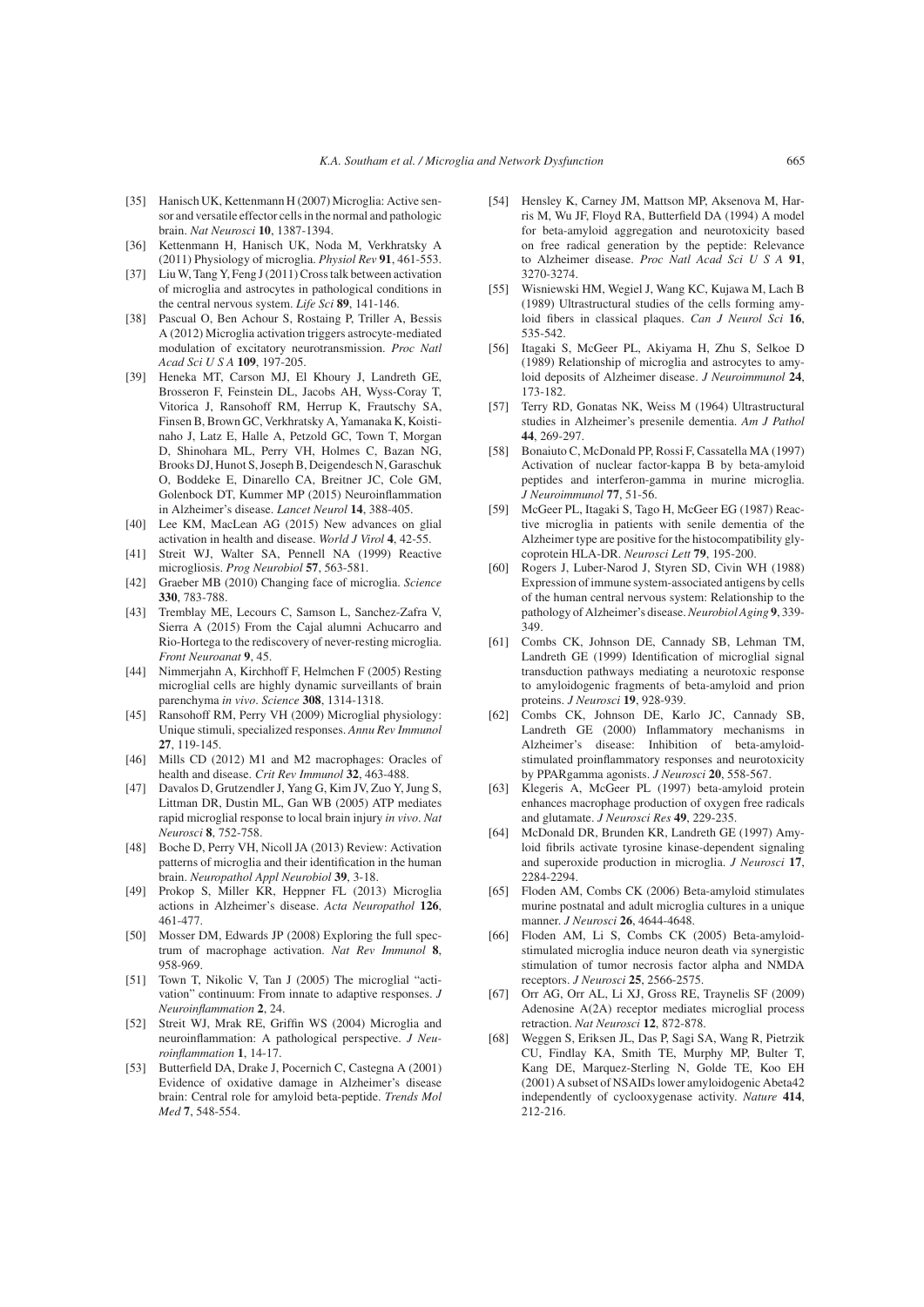[35] Hanisch UK, Kettenmann H (2007) Microglia: Active sensor and versatile effector cells in the normal and pathologic brain. *Nat Neurosci* **10**, 1387-1394.

[36] Kettenmann H, Hanisch UK, Noda M, Verkhratsky A (2011) Physiology of microglia. *Physiol Rev* **91**, 461-553.

[37] Liu W, Tang Y, Feng J (2011) Cross talk between activation of microglia and astrocytes in pathological conditions in the central nervous system. *Life Sci* **89**, 141-146.

[38] Pascual O, Ben Achour S, Rostaing P, Triller A, Bessis A (2012) Microglia activation triggers astrocyte-mediated modulation of excitatory neurotransmission. *Proc Natl Acad Sci U S A* **109**, 197-205.

[39] Heneka MT, Carson MJ, El Khoury J, Landreth GE, Brosseron F, Feinstein DL, Jacobs AH, Wyss-Coray T, Vitorica J, Ransohoff RM, Herrup K, Frautschy SA, Finsen B, Brown GC, Verkhratsky A, Yamanaka K, Koistinaho J, Latz E, Halle A, Petzold GC, Town T, Morgan D, Shinohara ML, Perry VH, Holmes C, Bazan NG, Brooks DJ, Hunot S, Joseph B, Deigendesch N, Garaschuk O, Boddeke E, Dinarello CA, Breitner JC, Cole GM, Golenbock DT, Kummer MP (2015) Neuroinflammation in Alzheimer's disease. *Lancet Neurol* **14**, 388-405.

[40] Lee KM, MacLean AG (2015) New advances on glial activation in health and disease. *World J Virol* **4**, 42-55.

[41] Streit WJ, Walter SA, Pennell NA (1999) Reactive microgliosis. *Prog Neurobiol* **57**, 563-581.

[42] Graeber MB (2010) Changing face of microglia. *Science* **330**, 783-788.

[43] Tremblay ME, Lecours C, Samson L, Sanchez-Zafra V, Sierra A (2015) From the Cajal alumni Achucarro and Rio-Hortega to the rediscovery of never-resting microglia. *Front Neuroanat* **9**, 45.

[44] Nimmerjahn A, Kirchhoff F, Helmchen F (2005) Resting microglial cells are highly dynamic surveillants of brain parenchyma *in vivo*. *Science* **308**, 1314-1318.

[45] Ransohoff RM, Perry VH (2009) Microglial physiology: Unique stimuli, specialized responses. *Annu Rev Immunol* **27**, 119-145.

[46] Mills CD (2012) M1 and M2 macrophages: Oracles of health and disease. *Crit Rev Immunol* **32**, 463-488.

[47] Davalos D, Grutzendler J, Yang G, Kim JV, Zuo Y, Jung S, Littman DR, Dustin ML, Gan WB (2005) ATP mediates rapid microglial response to local brain injury *in vivo*. *Nat Neurosci* **8**, 752-758.

[48] Boche D, Perry VH, Nicoll JA (2013) Review: Activation patterns of microglia and their identification in the human brain. *Neuropathol Appl Neurobiol* **39**, 3-18.

[49] Prokop S, Miller KR, Heppner FL (2013) Microglia actions in Alzheimer's disease. *Acta Neuropathol* **126**, 461-477.

[50] Mosser DM, Edwards JP (2008) Exploring the full spectrum of macrophage activation. *Nat Rev Immunol* **8**, 958-969.

[51] Town T, Nikolic V, Tan J (2005) The microglial "activation" continuum: From innate to adaptive responses. *J Neuroinflammation* **2**, 24.

[52] Streit WJ, Mrak RE, Griffin WS (2004) Microglia and neuroinflammation: A pathological perspective. *J Neuroinflammation* **1**, 14-17.

[53] Butterfield DA, Drake J, Pocernich C, Castegna A (2001) Evidence of oxidative damage in Alzheimer's disease brain: Central role for amyloid beta-peptide. *Trends Mol Med* **7**, 548-554.

[54] Hensley K, Carney JM, Mattson MP, Aksenova M, Harris M, Wu JF, Floyd RA, Butterfield DA (1994) A model for beta-amyloid aggregation and neurotoxicity based on free radical generation by the peptide: Relevance to Alzheimer disease. *Proc Natl Acad Sci U S A* **91**, 3270-3274.

[55] Wisniewski HM, Wegiel J, Wang KC, Kujawa M, Lach B (1989) Ultrastructural studies of the cells forming amyloid fibers in classical plaques. *Can J Neurol Sci* **16**, 535-542.

[56] Itagaki S, McGeer PL, Akiyama H, Zhu S, Selkoe D (1989) Relationship of microglia and astrocytes to amyloid deposits of Alzheimer disease. *J Neuroimmunol* **24**, 173-182.

[57] Terry RD, Gonatas NK, Weiss M (1964) Ultrastructural studies in Alzheimer's presenile dementia. *Am J Pathol* **44**, 269-297.

[58] Bonaiuto C, McDonald PP, Rossi F, Cassatella MA (1997) Activation of nuclear factor-kappa B by beta-amyloid peptides and interferon-gamma in murine microglia. *J Neuroimmunol* **77**, 51-56.

[59] McGeer PL, Itagaki S, Tago H, McGeer EG (1987) Reactive microglia in patients with senile dementia of the Alzheimer type are positive for the histocompatibility glycoprotein HLA-DR. *Neurosci Lett* **79**, 195-200.

[60] Rogers J, Luber-Narod J, Styren SD, Civin WH (1988) Expression of immune system-associated antigens by cells of the human central nervous system: Relationship to the pathology of Alzheimer's disease. *Neurobiol Aging* **9**, 339-349.

[61] Combs CK, Johnson DE, Cannady SB, Lehman TM, Landreth GE (1999) Identification of microglial signal transduction pathways mediating a neurotoxic response to amyloidogenic fragments of beta-amyloid and prion proteins. *J Neurosci* **19**, 928-939.

[62] Combs CK, Johnson DE, Karlo JC, Cannady SB, Landreth GE (2000) Inflammatory mechanisms in Alzheimer's disease: Inhibition of beta-amyloid-stimulated proinflammatory responses and neurotoxicity by PPARgamma agonists. *J Neurosci* **20**, 558-567.

[63] Klegeris A, McGeer PL (1997) beta-amyloid protein enhances macrophage production of oxygen free radicals and glutamate. *J Neurosci Res* **49**, 229-235.

[64] McDonald DR, Brunden KR, Landreth GE (1997) Amyloid fibrils activate tyrosine kinase-dependent signaling and superoxide production in microglia. *J Neurosci* **17**, 2284-2294.

[65] Floden AM, Combs CK (2006) Beta-amyloid stimulates murine postnatal and adult microglia cultures in a unique manner. *J Neurosci* **26**, 4644-4648.

[66] Floden AM, Li S, Combs CK (2005) Beta-amyloid-stimulated microglia induce neuron death via synergistic stimulation of tumor necrosis factor alpha and NMDA receptors. *J Neurosci* **25**, 2566-2575.

[67] Orr AG, Orr AL, Li XJ, Gross RE, Traynelis SF (2009) Adenosine A(2A) receptor mediates microglial process retraction. *Nat Neurosci* **12**, 872-878.

[68] Weggen S, Eriksen JL, Das P, Sagi SA, Wang R, Pietrzik CU, Findlay KA, Smith TE, Murphy MP, Bulter T, Kang DE, Marquez-Sterling N, Golde TE, Koo EH (2001) A subset of NSAIDs lower amyloidogenic Abeta42 independently of cyclooxygenase activity. *Nature* **414**, 212-216.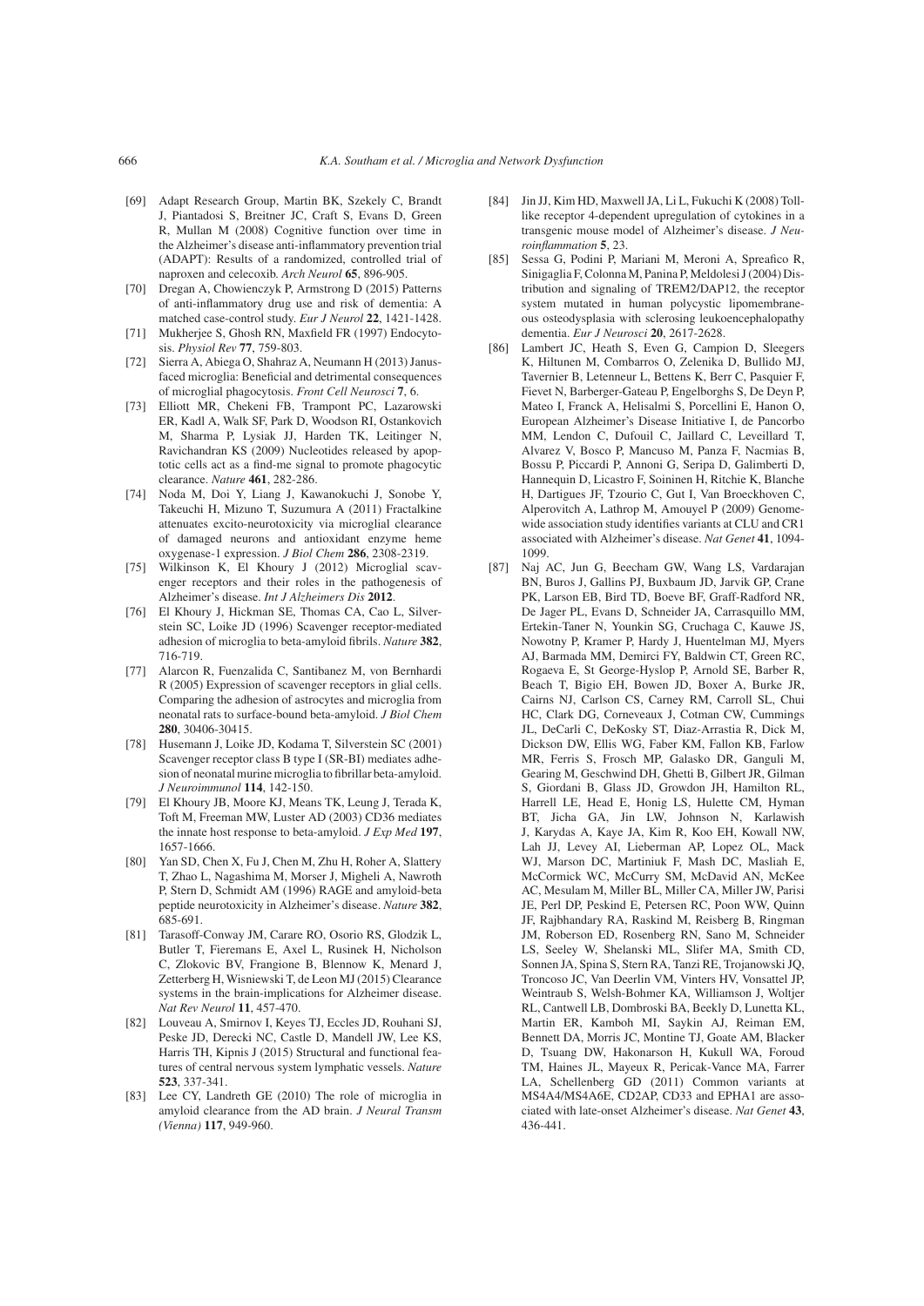- [69] Adapt Research Group, Martin BK, Szekely C, Brandt J, Piantadosi S, Breitner JC, Craft S, Evans D, Green R, Mullan M (2008) Cognitive function over time in the Alzheimer's disease anti-inflammatory prevention trial (ADAPT): Results of a randomized, controlled trial of naproxen and celecoxib. *Arch Neurol* **65**, 896-905.
- [70] Dregan A, Chowienczyk P, Armstrong D (2015) Patterns of anti-inflammatory drug use and risk of dementia: A matched case-control study. *Eur J Neurol* **22**, 1421-1428.
- [71] Mukherjee S, Ghosh RN, Maxfield FR (1997) Endocytosis. *Physiol Rev* **77**, 759-803.
- [72] Sierra A, Abiega O, Shahraz A, Neumann H (2013) Janus-faced microglia: Beneficial and detrimental consequences of microglial phagocytosis. *Front Cell Neurosci* **7**, 6.
- [73] Elliott MR, Chekeni FB, Trampont PC, Lazarowski ER, Kadl A, Walk SF, Park D, Woodson RI, Ostankovich M, Sharma P, Lysiak JJ, Harden TK, Leitinger N, Ravichandran KS (2009) Nucleotides released by apoptotic cells act as a find-me signal to promote phagocytic clearance. *Nature* **461**, 282-286.
- [74] Noda M, Doi Y, Liang J, Kawanokuchi J, Sonobe Y, Takeuchi H, Mizuno T, Suzumura A (2011) Fractalkine attenuates excito-neurotoxicity via microglial clearance of damaged neurons and antioxidant enzyme heme oxygenase-1 expression. *J Biol Chem* **286**, 2308-2319.
- [75] Wilkinson K, El Khoury J (2012) Microglial scavenger receptors and their roles in the pathogenesis of Alzheimer's disease. *Int J Alzheimers Dis* **2012**.
- [76] El Khoury J, Hickman SE, Thomas CA, Cao L, Silverstein SC, Loike JD (1996) Scavenger receptor-mediated adhesion of microglia to beta-amyloid fibrils. *Nature* **382**, 716-719.
- [77] Alarcon R, Fuenzalida C, Santibanez M, von Bernhardi R (2005) Expression of scavenger receptors in glial cells. Comparing the adhesion of astrocytes and microglia from neonatal rats to surface-bound beta-amyloid. *J Biol Chem* **280**, 30406-30415.
- [78] Husemann J, Loike JD, Kodama T, Silverstein SC (2001) Scavenger receptor class B type I (SR-BI) mediates adhesion of neonatal murine microglia to fibrillar beta-amyloid. *J Neuroimmunol* **114**, 142-150.
- [79] El Khoury JB, Moore KJ, Means TK, Leung J, Terada K, Toft M, Freeman MW, Luster AD (2003) CD36 mediates the innate host response to beta-amyloid. *J Exp Med* **197**, 1657-1666.
- [80] Yan SD, Chen X, Fu J, Chen M, Zhu H, Roher A, Slattery T, Zhao L, Nagashima M, Morser J, Migheli A, Nawroth P, Stern D, Schmidt AM (1996) RAGE and amyloid-beta peptide neurotoxicity in Alzheimer's disease. *Nature* **382**, 685-691.
- [81] Tarasoff-Conway JM, Carare RO, Osorio RS, Glodzik L, Butler T, Fieremans E, Axel L, Rusinek H, Nicholson C, Zlokovic BV, Frangione B, Blennow K, Menard J, Zetterberg H, Wisniewski T, de Leon MJ (2015) Clearance systems in the brain-implications for Alzheimer disease. *Nat Rev Neurol* **11**, 457-470.
- [82] Louveau A, Smirnov I, Keyes TJ, Eccles JD, Rouhani SJ, Peske JD, Derecki NC, Castle D, Mandell JW, Lee KS, Harris TH, Kipnis J (2015) Structural and functional features of central nervous system lymphatic vessels. *Nature* **523**, 337-341.
- [83] Lee CY, Landreth GE (2010) The role of microglia in amyloid clearance from the AD brain. *J Neural Transm (Vienna)* **117**, 949-960.
- [84] Jin JJ, Kim HD, Maxwell JA, Li L, Fukuchi K (2008) Toll-like receptor 4-dependent upregulation of cytokines in a transgenic mouse model of Alzheimer's disease. *J Neuroinflammation* **5**, 23.
- [85] Sessa G, Podini P, Mariani M, Meroni A, Spreafico R, Sinigaglia F, Colonna M, Panina P, Meldolesi J (2004) Distribution and signaling of TREM2/DAP12, the receptor system mutated in human polycystic lipomembraneous osteodysplasia with sclerosing leukoencephalopathy dementia. *Eur J Neurosci* **20**, 2617-2628.
- [86] Lambert JC, Heath S, Even G, Campion D, Sleegers K, Hiltunen M, Combarros O, Zelenika D, Bullido MJ, Tavernier B, Letenneur L, Bettens K, Berr C, Pasquier F, Fievet N, Barberger-Gateau P, Engelborghs S, De Deyn P, Mateo I, Franck A, Helisalmi S, Porcellini E, Hanon O, European Alzheimer's Disease Initiative I, de Pancorbo MM, Lendon C, Dufouil C, Jaillard C, Leveillard T, Alvarez V, Bosco P, Mancuso M, Panza F, Nacmias B, Bossu P, Piccardi P, Annoni G, Seripa D, Galimberti D, Hannequin D, Licastro F, Soininen H, Ritchie K, Blanche H, Dartigues JF, Tzourio C, Gut I, Van Broeckhoven C, Alperovitch A, Lathrop M, Amouyel P (2009) Genome-wide association study identifies variants at CLU and CR1 associated with Alzheimer's disease. *Nat Genet* **41**, 1094-1099.
- [87] Naj AC, Jun G, Beecham GW, Wang LS, Vardarajan BN, Buros J, Gallins PJ, Buxbaum JD, Jarvik GP, Crane PK, Larson EB, Bird TD, Boeve BF, Graff-Radford NR, De Jager PL, Evans D, Schneider JA, Carrasquillo MM, Ertekin-Taner N, Younkin SG, Cruchaga C, Kauwe JS, Nowotny P, Kramer P, Hardy J, Huentelman MJ, Myers AJ, Barmada MM, Demirci FY, Baldwin CT, Green RC, Rogaeva E, St George-Hyslop P, Arnold SE, Barber R, Beach T, Bigio EH, Bowen JD, Boxer A, Burke JR, Cairns NJ, Carlson CS, Carney RM, Carroll SL, Chui HC, Clark DG, Corneveaux J, Cotman CW, Cummings JL, DeCarli C, DeKosky ST, Diaz-Arrastia R, Dick M, Dickson DW, Ellis WG, Faber KM, Fallon KB, Farlow MR, Ferris S, Frosch MP, Galasko DR, Ganguli M, Gearing M, Geschwind DH, Ghetti B, Gilbert JR, Gilman S, Giordani B, Glass JD, Growdon JH, Hamilton RL, Harrell LE, Head E, Honig LS, Hulette CM, Hyman BT, Jicha GA, Jin LW, Johnson N, Karlawish J, Karydas A, Kaye JA, Kim R, Koo EH, Kowall NW, Lah JJ, Levey AI, Lieberman AP, Lopez OL, Mack WJ, Marson DC, Martiniuk F, Mash DC, Masliah E, McCormick WC, McCurry SM, McDavid AN, McKee AC, Mesulam M, Miller BL, Miller CA, Miller JW, Parisi JE, Perl DP, Peskind E, Petersen RC, Poon WW, Quinn JF, Rajbhandary RA, Raskind M, Reisberg B, Ringman JM, Roberson ED, Rosenberg RN, Sano M, Schneider LS, Seeley W, Shelanski ML, Slifer MA, Smith CD, Sonnen JA, Spina S, Stern RA, Tanzi RE, Trojanowski JQ, Troncoso JC, Van Deerlin VM, Vinters HV, Vonsattel JP, Weintraub S, Welsh-Bohmer KA, Williamson J, Woltjer RL, Cantwell LB, Dombroski BA, Beekly D, Lunetta KL, Martin ER, Kamboh MI, Saykin AJ, Reiman EM, Bennett DA, Morris JC, Montine TJ, Goate AM, Blacker D, Tsuang DW, Hakonarson H, Kukull WA, Foroud TM, Haines JL, Mayeux R, Pericak-Vance MA, Farrer LA, Schellenberg GD (2011) Common variants at MS4A4/MS4A6E, CD2AP, CD33 and EPHA1 are associated with late-onset Alzheimer's disease. *Nat Genet* **43**, 436-441.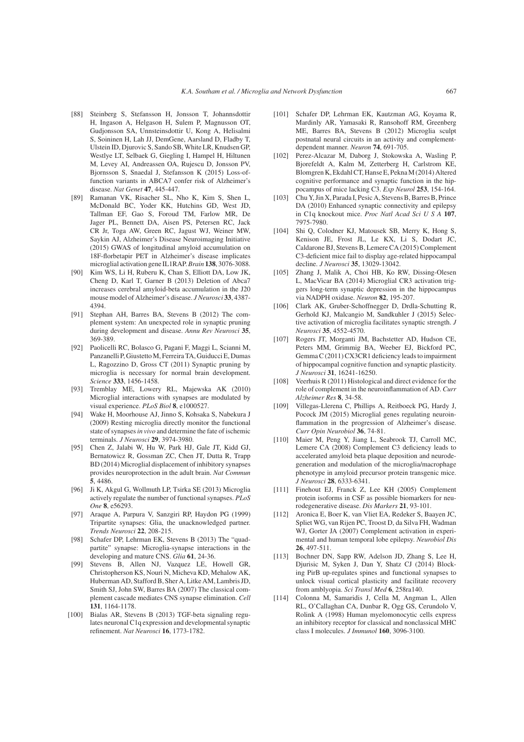[88] Steinberg S, Stefansson H, Jonsson T, Johannsdottir H, Ingason A, Helgason H, Sulem P, Magnusson OT, Gudjonsson SA, Unnsteinsdottir U, Kong A, Helisalmi S, Soininen H, Lah JJ, DemGene, Aarsland D, Fladby T, Ulstein ID, Djurovic S, Sando SB, White LR, Knudsen GP, Westlye LT, Selbaek G, Giegling I, Hampel H, Hiltunen M, Levey AI, Andreassen OA, Rujescu D, Jonsson PV, Bjornsson S, Snaedal J, Stefansson K (2015) Loss-of-function variants in ABCA7 confer risk of Alzheimer's disease. *Nat Genet* **47**, 445-447.

[89] Ramanan VK, Risacher SL, Nho K, Kim S, Shen L, McDonald BC, Yoder KK, Hutchins GD, West JD, Tallman EF, Gao S, Foroud TM, Farlow MR, De Jager PL, Bennett DA, Aisen PS, Petersen RC, Jack CR Jr, Toga AW, Green RC, Jagust WJ, Weiner MW, Saykin AJ, Alzheimer's Disease Neuroimaging Initiative (2015) GWAS of longitudinal amyloid accumulation on 18F-florbetapir PET in Alzheimer's disease implicates microglial activation gene IL1RAP. *Brain* **138**, 3076-3088.

[90] Kim WS, Li H, Ruberu K, Chan S, Elliott DA, Low JK, Cheng D, Karl T, Garner B (2013) Deletion of Abca7 increases cerebral amyloid-beta accumulation in the J20 mouse model of Alzheimer's disease. *J Neurosci* **33**, 4387-4394.

[91] Stephan AH, Barres BA, Stevens B (2012) The complement system: An unexpected role in synaptic pruning during development and disease. *Annu Rev Neurosci* **35**, 369-389.

[92] Paolicelli RC, Bolasco G, Pagani F, Maggi L, Scianni M, Panzanelli P, Giustetto M, Ferreira TA, Guiducci E, Dumas L, Ragozzino D, Gross CT (2011) Synaptic pruning by microglia is necessary for normal brain development. *Science* **333**, 1456-1458.

[93] Tremblay ME, Lowery RL, Majewska AK (2010) Microglial interactions with synapses are modulated by visual experience. *PLoS Biol* **8**, e1000527.

[94] Wake H, Moorhouse AJ, Jinno S, Kohsaka S, Nabekura J (2009) Resting microglia directly monitor the functional state of synapses *in vivo* and determine the fate of ischemic terminals. *J Neurosci* **29**, 3974-3980.

[95] Chen Z, Jalabi W, Hu W, Park HJ, Gale JT, Kidd GJ, Bernatowicz R, Gossman ZC, Chen JT, Dutta R, Trapp BD (2014) Microglial displacement of inhibitory synapses provides neuroprotection in the adult brain. *Nat Commun* **5**, 4486.

[96] Ji K, Akgul G, Wollmuth LP, Tsirka SE (2013) Microglia actively regulate the number of functional synapses. *PLoS One* **8**, e56293.

[97] Araque A, Parpura V, Sanzgiri RP, Haydon PG (1999) Tripartite synapses: Glia, the unacknowledged partner. *Trends Neurosci* **22**, 208-215.

[98] Schafer DP, Lehrman EK, Stevens B (2013) The "quad-partite" synapse: Microglia-synapse interactions in the developing and mature CNS. *Glia* **61**, 24-36.

[99] Stevens B, Allen NJ, Vazquez LE, Howell GR, Christopherson KS, Nouri N, Micheva KD, Mehalow AK, Huberman AD, Stafford B, Sher A, Litke AM, Lambris JD, Smith SJ, John SW, Barres BA (2007) The classical complement cascade mediates CNS synapse elimination. *Cell* **131**, 1164-1178.

[100] Bialas AR, Stevens B (2013) TGF-beta signaling regulates neuronal C1q expression and developmental synaptic refinement. *Nat Neurosci* **16**, 1773-1782.

[101] Schafer DP, Lehrman EK, Kautzman AG, Koyama R, Mardinly AR, Yamasaki R, Ransohoff RM, Greenberg ME, Barres BA, Stevens B (2012) Microglia sculpt postnatal neural circuits in an activity and complement-dependent manner. *Neuron* **74**, 691-705.

[102] Perez-Alcazar M, Daborg J, Stokowska A, Wasling P, Bjorefeldt A, Kalm M, Zetterberg H, Carlstrom KE, Blomgren K, Ekdahl CT, Hanse E, Pekna M (2014) Altered cognitive performance and synaptic function in the hippocampus of mice lacking C3. *Exp Neurol* **253**, 154-164.

[103] Chu Y, Jin X, Parada I, Pesic A, Stevens B, Barres B, Prince DA (2010) Enhanced synaptic connectivity and epilepsy in C1q knockout mice. *Proc Natl Acad Sci U S A* **107**, 7975-7980.

[104] Shi Q, Colodner KJ, Matousek SB, Merry K, Hong S, Kenison JE, Frost JL, Le KX, Li S, Dodart JC, Caldarone BJ, Stevens B, Lemere CA (2015) Complement C3-deficient mice fail to display age-related hippocampal decline. *J Neurosci* **35**, 13029-13042.

[105] Zhang J, Malik A, Choi HB, Ko RW, Dissing-Olesen L, MacVicar BA (2014) Microglial CR3 activation triggers long-term synaptic depression in the hippocampus via NADPH oxidase. *Neuron* **82**, 195-207.

[106] Clark AK, Gruber-Schoffnegger D, Drdla-Schutting R, Gerhold KJ, Malcangio M, Sandkuhler J (2015) Selective activation of microglia facilitates synaptic strength. *J Neurosci* **35**, 4552-4570.

[107] Rogers JT, Morganti JM, Bachstetter AD, Hudson CE, Peters MM, Grimmig BA, Weeber EJ, Bickford PC, Gemma C (2011) CX3CR1 deficiency leads to impairment of hippocampal cognitive function and synaptic plasticity. *J Neurosci* **31**, 16241-16250.

[108] Veerhuis R (2011) Histological and direct evidence for the role of complement in the neuroinflammation of AD. *Curr Alzheimer Res* **8**, 34-58.

[109] Villegas-Llerena C, Phillips A, Reitboeck PG, Hardy J, Pocock JM (2015) Microglial genes regulating neuroinflammation in the progression of Alzheimer's disease. *Curr Opin Neurobiol* **36**, 74-81.

[110] Maier M, Peng Y, Jiang L, Seabrook TJ, Carroll MC, Lemere CA (2008) Complement C3 deficiency leads to accelerated amyloid beta plaque deposition and neurodegeneration and modulation of the microglia/macrophage phenotype in amyloid precursor protein transgenic mice. *J Neurosci* **28**, 6333-6341.

[111] Finehout EJ, Franck Z, Lee KH (2005) Complement protein isoforms in CSF as possible biomarkers for neurodegenerative disease. *Dis Markers* **21**, 93-101.

[112] Aronica E, Boer K, van Vliet EA, Redeker S, Baayen JC, Spliet WG, van Rijen PC, Troost D, da Silva FH, Wadman WJ, Gorter JA (2007) Complement activation in experimental and human temporal lobe epilepsy. *Neurobiol Dis* **26**, 497-511.

[113] Bochner DN, Sapp RW, Adelson JD, Zhang S, Lee H, Djurisic M, Syken J, Dan Y, Shatz CJ (2014) Blocking PirB up-regulates spines and functional synapses to unlock visual cortical plasticity and facilitate recovery from amblyopia. *Sci Transl Med* **6**, 258ra140.

[114] Colonna M, Samaridis J, Cella M, Angman L, Allen RL, O'Callaghan CA, Dunbar R, Ogg GS, Cerundolo V, Rolink A (1998) Human myelomonocytic cells express an inhibitory receptor for classical and nonclassical MHC class I molecules. *J Immunol* **160**, 3096-3100.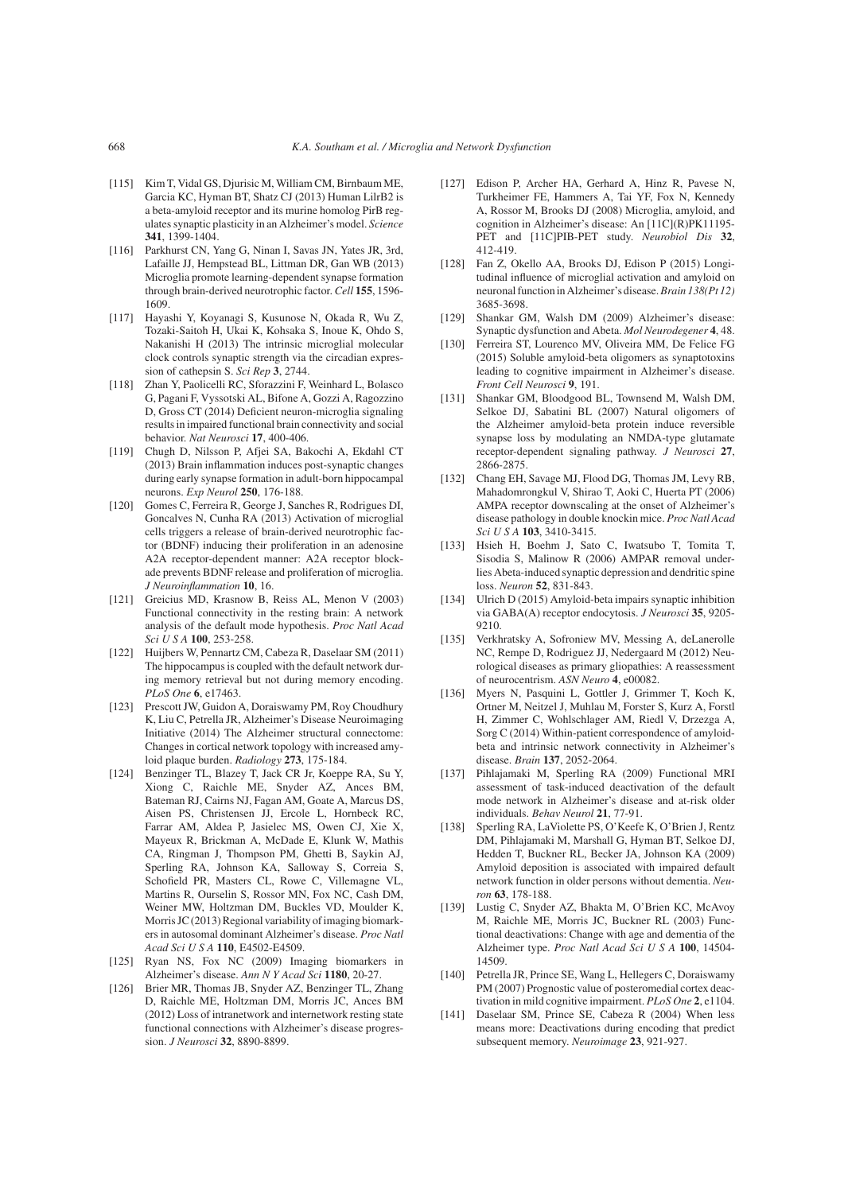[115] Kim T, Vidal GS, Djurisic M, William CM, Birnbaum ME, Garcia KC, Hyman BT, Shatz CJ (2013) Human LilrB2 is a beta-amyloid receptor and its murine homolog PirB regulates synaptic plasticity in an Alzheimer's model. *Science* **341**, 1399-1404.

[116] Parkhurst CN, Yang G, Ninan I, Savas JN, Yates JR, 3rd, Lafaille JJ, Hempstead BL, Littman DR, Gan WB (2013) Microglia promote learning-dependent synapse formation through brain-derived neurotrophic factor. *Cell* **155**, 1596-1609.

[117] Hayashi Y, Koyanagi S, Kusunose N, Okada R, Wu Z, Tozaki-Saitoh H, Ukai K, Kohsaka S, Inoue K, Ohdo S, Nakanishi H (2013) The intrinsic microglial molecular clock controls synaptic strength via the circadian expression of cathepsin S. *Sci Rep* **3**, 2744.

[118] Zhan Y, Paolicelli RC, Sforazzini F, Weinhard L, Bolasco G, Pagani F, Vyssotski AL, Bifone A, Gozzi A, Ragozzino D, Gross CT (2014) Deficient neuron-microglia signaling results in impaired functional brain connectivity and social behavior. *Nat Neurosci* **17**, 400-406.

[119] Chugh D, Nilsson P, Afjei SA, Bakochi A, Ekdahl CT (2013) Brain inflammation induces post-synaptic changes during early synapse formation in adult-born hippocampal neurons. *Exp Neurol* **250**, 176-188.

[120] Gomes C, Ferreira R, George J, Sanches R, Rodrigues DI, Goncalves N, Cunha RA (2013) Activation of microglial cells triggers a release of brain-derived neurotrophic factor (BDNF) inducing their proliferation in an adenosine A2A receptor-dependent manner: A2A receptor blockade prevents BDNF release and proliferation of microglia. *J Neuroinflammation* **10**, 16.

[121] Greicius MD, Krasnow B, Reiss AL, Menon V (2003) Functional connectivity in the resting brain: A network analysis of the default mode hypothesis. *Proc Natl Acad Sci U S A* **100**, 253-258.

[122] Huijbers W, Pennartz CM, Cabeza R, Daselaar SM (2011) The hippocampus is coupled with the default network during memory retrieval but not during memory encoding. *PLoS One* **6**, e17463.

[123] Prescott JW, Guidon A, Doraiswamy PM, Roy Choudhury K, Liu C, Petrella JR, Alzheimer's Disease Neuroimaging Initiative (2014) The Alzheimer structural connectome: Changes in cortical network topology with increased amyloid plaque burden. *Radiology* **273**, 175-184.

[124] Benzinger TL, Blazey T, Jack CR Jr, Koeppe RA, Su Y, Xiong C, Raichle ME, Snyder AZ, Ances BM, Bateman RJ, Cairns NJ, Fagan AM, Goate A, Marcus DS, Aisen PS, Christensen JJ, Ercole L, Hornbeck RC, Farrar AM, Aldea P, Jasielec MS, Owen CJ, Xie X, Mayeux R, Brickman A, McDade E, Klunk W, Mathis CA, Ringman J, Thompson PM, Ghetti B, Saykin AJ, Sperling RA, Johnson KA, Salloway S, Correia S, Schofield PR, Masters CL, Rowe C, Villemagne VL, Martins R, Ourselin S, Rossor MN, Fox NC, Cash DM, Weiner MW, Holtzman DM, Buckles VD, Moulder K, Morris JC (2013) Regional variability of imaging biomarkers in autosomal dominant Alzheimer's disease. *Proc Natl Acad Sci U S A* **110**, E4502-E4509.

[125] Ryan NS, Fox NC (2009) Imaging biomarkers in Alzheimer's disease. *Ann N Y Acad Sci* **1180**, 20-27.

[126] Brier MR, Thomas JB, Snyder AZ, Benzinger TL, Zhang D, Raichle ME, Holtzman DM, Morris JC, Ances BM (2012) Loss of intranetwork and internetwork resting state functional connections with Alzheimer's disease progression. *J Neurosci* **32**, 8890-8899.

[127] Edison P, Archer HA, Gerhard A, Hinz R, Pavese N, Turkheimer FE, Hammers A, Tai YF, Fox N, Kennedy A, Rossor M, Brooks DJ (2008) Microglia, amyloid, and cognition in Alzheimer's disease: An [11C](R)PK11195-PET and [11C]PIB-PET study. *Neurobiol Dis* **32**, 412-419.

[128] Fan Z, Okello AA, Brooks DJ, Edison P (2015) Longitudinal influence of microglial activation and amyloid on neuronal function in Alzheimer's disease. *Brain 138(Pt 12)* 3685-3698.

[129] Shankar GM, Walsh DM (2009) Alzheimer's disease: Synaptic dysfunction and Abeta. *Mol Neurodegener* **4**, 48.

[130] Ferreira ST, Lourenco MV, Oliveira MM, De Felice FG (2015) Soluble amyloid-beta oligomers as synaptotoxins leading to cognitive impairment in Alzheimer's disease. *Front Cell Neurosci* **9**, 191.

[131] Shankar GM, Bloodgood BL, Townsend M, Walsh DM, Selkoe DJ, Sabatini BL (2007) Natural oligomers of the Alzheimer amyloid-beta protein induce reversible synapse loss by modulating an NMDA-type glutamate receptor-dependent signaling pathway. *J Neurosci* **27**, 2866-2875.

[132] Chang EH, Savage MJ, Flood DG, Thomas JM, Levy RB, Mahadomrongkul V, Shirao T, Aoki C, Huerta PT (2006) AMPA receptor downscaling at the onset of Alzheimer's disease pathology in double knockin mice. *Proc Natl Acad Sci U S A* **103**, 3410-3415.

[133] Hsieh H, Boehm J, Sato C, Iwatsubo T, Tomita T, Sisodia S, Malinow R (2006) AMPAR removal underlies Abeta-induced synaptic depression and dendritic spine loss. *Neuron* **52**, 831-843.

[134] Ulrich D (2015) Amyloid-beta impairs synaptic inhibition via GABA(A) receptor endocytosis. *J Neurosci* **35**, 9205-9210.

[135] Verkhratsky A, Sofroniew MV, Messing A, deLanerolle NC, Rempe D, Rodriguez JJ, Nedergaard M (2012) Neurological diseases as primary gliopathies: A reassessment of neurocentrism. *ASN Neuro* **4**, e00082.

[136] Myers N, Pasquini L, Gottler J, Grimmer T, Koch K, Ortner M, Neitzel J, Muhlau M, Forster S, Kurz A, Forstl H, Zimmer C, Wohlschlager AM, Riedl V, Drzezga A, Sorg C (2014) Within-patient correspondence of amyloid-beta and intrinsic network connectivity in Alzheimer's disease. *Brain* **137**, 2052-2064.

[137] Pihlajamaki M, Sperling RA (2009) Functional MRI assessment of task-induced deactivation of the default mode network in Alzheimer's disease and at-risk older individuals. *Behav Neurol* **21**, 77-91.

[138] Sperling RA, LaViolette PS, O'Keefe K, O'Brien J, Rentz DM, Pihlajamaki M, Marshall G, Hyman BT, Selkoe DJ, Hedden T, Buckner RL, Becker JA, Johnson KA (2009) Amyloid deposition is associated with impaired default network function in older persons without dementia. *Neuron* **63**, 178-188.

[139] Lustig C, Snyder AZ, Bhakta M, O'Brien KC, McAvoy M, Raichle ME, Morris JC, Buckner RL (2003) Functional deactivations: Change with age and dementia of the Alzheimer type. *Proc Natl Acad Sci U S A* **100**, 14504-14509.

[140] Petrella JR, Prince SE, Wang L, Hellegers C, Doraiswamy PM (2007) Prognostic value of posteromedial cortex deactivation in mild cognitive impairment. *PLoS One* **2**, e1104.

[141] Daselaar SM, Prince SE, Cabeza R (2004) When less means more: Deactivations during encoding that predict subsequent memory. *Neuroimage* **23**, 921-927.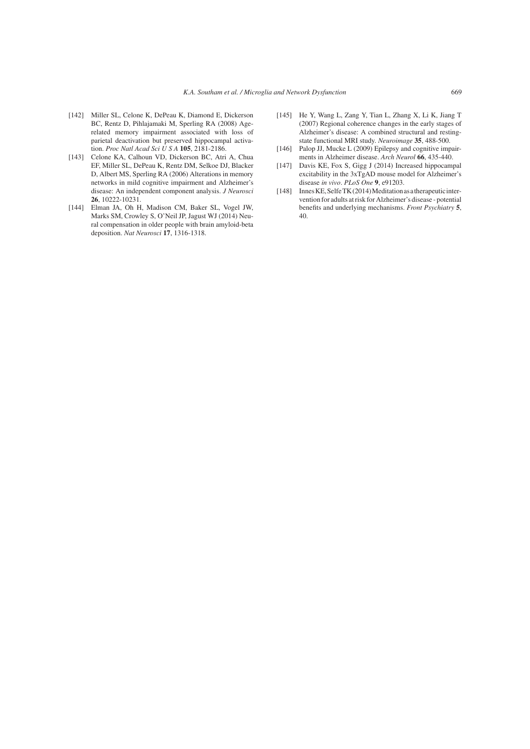[142] Miller SL, Celone K, DePeau K, Diamond E, Dickerson BC, Rentz D, Pihlajamaki M, Sperling RA (2008) Age-related memory impairment associated with loss of parietal deactivation but preserved hippocampal activation. *Proc Natl Acad Sci U S A* **105**, 2181-2186.

[143] Celone KA, Calhoun VD, Dickerson BC, Atri A, Chua EF, Miller SL, DePeau K, Rentz DM, Selkoe DJ, Blacker D, Albert MS, Sperling RA (2006) Alterations in memory networks in mild cognitive impairment and Alzheimer's disease: An independent component analysis. *J Neurosci* **26**, 10222-10231.

[144] Elman JA, Oh H, Madison CM, Baker SL, Vogel JW, Marks SM, Crowley S, O'Neil JP, Jagust WJ (2014) Neural compensation in older people with brain amyloid-beta deposition. *Nat Neurosci* **17**, 1316-1318.

[145] He Y, Wang L, Zang Y, Tian L, Zhang X, Li K, Jiang T (2007) Regional coherence changes in the early stages of Alzheimer's disease: A combined structural and resting-state functional MRI study. *Neuroimage* **35**, 488-500.

[146] Palop JJ, Mucke L (2009) Epilepsy and cognitive impairments in Alzheimer disease. *Arch Neurol* **66**, 435-440.

[147] Davis KE, Fox S, Gigg J (2014) Increased hippocampal excitability in the 3xTgAD mouse model for Alzheimer's disease *in vivo*. *PLoS One* **9**, e91203.

[148] Innes KE, Selfe TK (2014) Meditation as a therapeutic intervention for adults at risk for Alzheimer's disease - potential benefits and underlying mechanisms. *Front Psychiatry* **5**, 40.